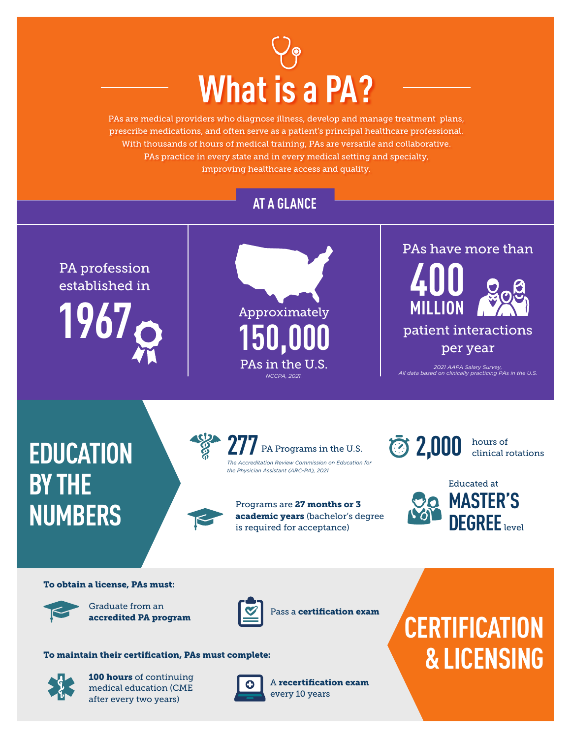# What is a PA?

PAs are medical providers who diagnose illness, develop and manage treatment plans, prescribe medications, and often serve as a patient's principal healthcare professional. With thousands of hours of medical training, PAs are versatile and collaborative. PAs practice in every state and in every medical setting and specialty, improving healthcare access and quality.

## AT A GLANCE

PA profession established in **1967**

Approximately **150,000** PAs in the U.S.

*NCCPA, 2021.*

PAs have more than **400 MILLION** patient interactions per year

*2021 AAPA Salary Survey, All data based on clinically practicing PAs in the U.S.*

## EDUCATION BY THE NUMBERS

**277** PA Programs in the U.S.

*The Accreditation Review Commission on Education for the Physician Assistant (ARC-PA), 2021*

**2,000** hours of clinical rotations

Programs are **27 months or 3 academic years** (bachelor's degree is required for acceptance)

Educated at **MASTER'S DEGREE** level

## CERTIFICATION & LICENSING

**To obtain a license, PAs must:**

- Graduate from an **accredited PA program**
- Pass a **certification exam**

**To maintain their certification, PAs must complete:**

- **100 hours** of continuing medical education (CME after every two years)
- A **recertification exam** every 10 years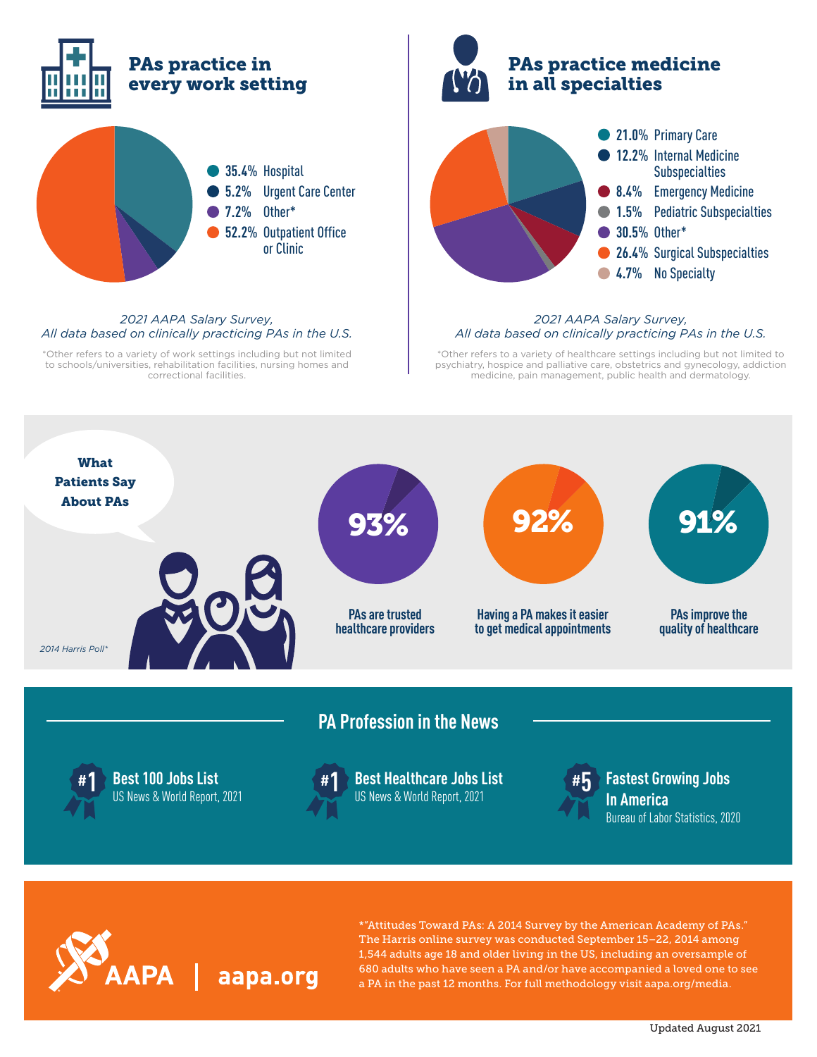## PAs practice in every work setting

35.4% Hospital
5.2% Urgent Care Center
7.2% Other*
52.2% Outpatient Office or Clinic

*2021 AAPA Salary Survey,*
*All data based on clinically practicing PAs in the U.S.*

*Other refers to a variety of work settings including but not limited to schools/universities, rehabilitation facilities, nursing homes and correctional facilities.

## PAs practice medicine in all specialties

21.0% Primary Care
12.2% Internal Medicine Subspecialties
8.4% Emergency Medicine
1.5% Pediatric Subspecialties
30.5% Other*
26.4% Surgical Subspecialties
4.7% No Specialty

*2021 AAPA Salary Survey,*
*All data based on clinically practicing PAs in the U.S.*

*Other refers to a variety of healthcare settings including but not limited to psychiatry, hospice and palliative care, obstetrics and gynecology, addiction medicine, pain management, public health and dermatology.

## What Patients Say About PAs

93%
PAs are trusted healthcare providers

92%
Having a PA makes it easier to get medical appointments

91%
PAs improve the quality of healthcare

*2014 Harris Poll**

## PA Profession in the News

**#1 Best 100 Jobs List**
US News & World Report, 2021

**#1 Best Healthcare Jobs List**
US News & World Report, 2021

**#5 Fastest Growing Jobs In America**
Bureau of Labor Statistics, 2020

AAPA | aapa.org

*"Attitudes Toward PAs: A 2014 Survey by the American Academy of PAs." The Harris online survey was conducted September 15–22, 2014 among 1,544 adults age 18 and older living in the US, including an oversample of 680 adults who have seen a PA and/or have accompanied a loved one to see a PA in the past 12 months. For full methodology visit aapa.org/media.

Updated August 2021